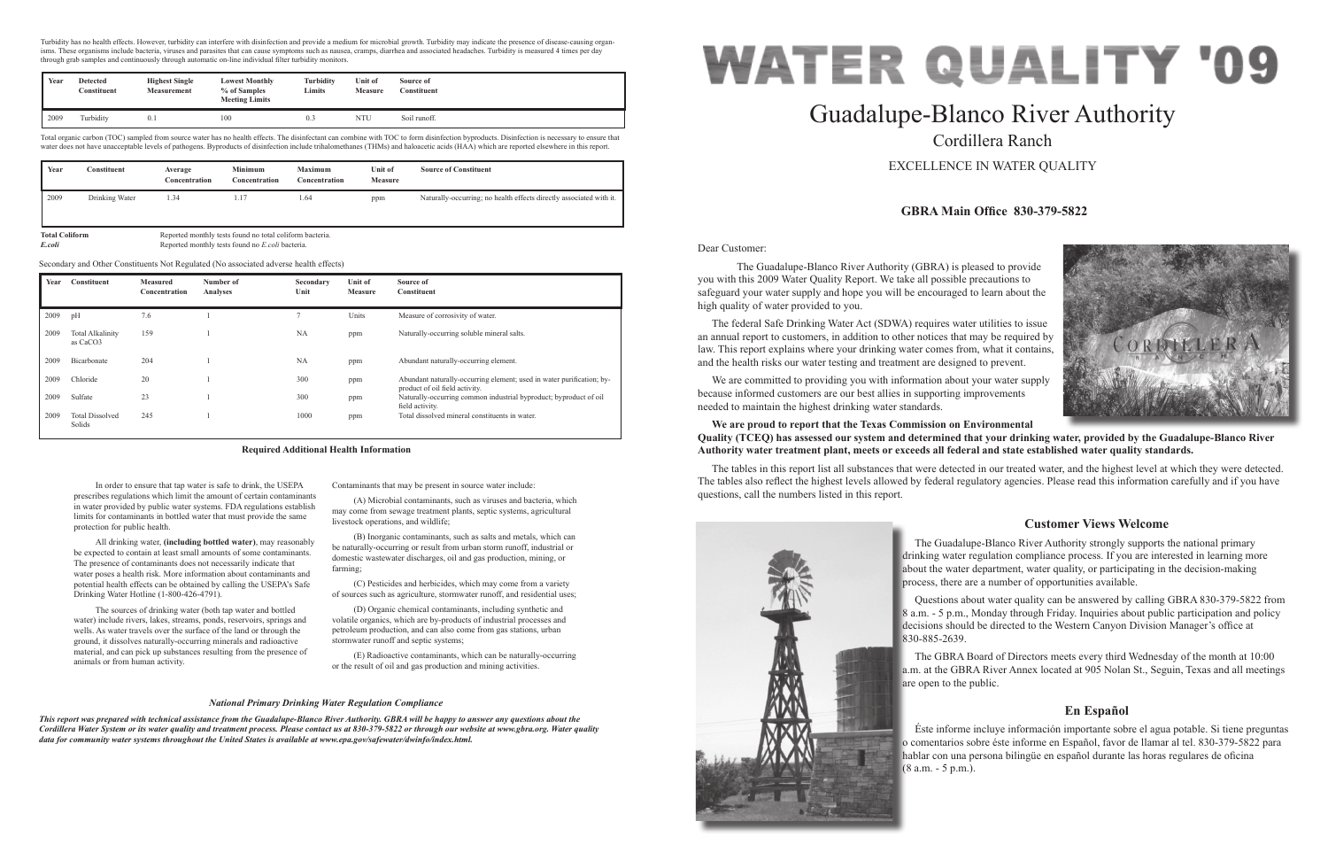# WATER QUALITY '09

# Guadalupe-Blanco River Authority

## Cordillera Ranch

EXCELLENCE IN WATER QUALITY

**GBRA Main Office 830-379-5822**

Dear Customer:

The Guadalupe-Blanco River Authority (GBRA) is pleased to provide you with this 2009 Water Quality Report. We take all possible precautions to safeguard your water supply and hope you will be encouraged to learn about the high quality of water provided to you.

The federal Safe Drinking Water Act (SDWA) requires water utilities to issue an annual report to customers, in addition to other notices that may be required by law. This report explains where your drinking water comes from, what it contains, and the health risks our water testing and treatment are designed to prevent.

We are committed to providing you with information about your water supply because informed customers are our best allies in supporting improvements needed to maintain the highest drinking water standards.

**We are proud to report that the Texas Commission on Environmental Quality (TCEQ) has assessed our system and determined that your drinking water, provided by the Guadalupe-Blanco River Authority water treatment plant, meets or exceeds all federal and state established water quality standards.**

The tables in this report list all substances that were detected in our treated water, and the highest level at which they were detected. The tables also reflect the highest levels allowed by federal regulatory agencies. Please read this information carefully and if you have questions, call the numbers listed in this report.

### Customer Views Welcome

The Guadalupe-Blanco River Authority strongly supports the national primary drinking water regulation compliance process. If you are interested in learning more about the water department, water quality, or participating in the decision-making process, there are a number of opportunities available.

Questions about water quality can be answered by calling GBRA 830-379-5822 from 8 a.m. - 5 p.m., Monday through Friday. Inquiries about public participation and policy decisions should be directed to the Western Canyon Division Manager's office at 830-885-2639.

The GBRA Board of Directors meets every third Wednesday of the month at 10:00 a.m. at the GBRA River Annex located at 905 Nolan St., Seguin, Texas and all meetings are open to the public.

### En Español

Éste informe incluye información importante sobre el agua potable. Si tiene preguntas o comentarios sobre éste informe en Español, favor de llamar al tel. 830-379-5822 para hablar con una persona bilingüe en español durante las horas regulares de oficina (8 a.m. - 5 p.m.).

---

Turbidity has no health effects. However, turbidity can interfere with disinfection and provide a medium for microbial growth. Turbidity may indicate the presence of disease-causing organisms. These organisms include bacteria, viruses and parasites that can cause symptoms such as nausea, cramps, diarrhea and associated headaches. Turbidity is measured 4 times per day through grab samples and continuously through automatic on-line individual filter turbidity monitors.

| Year | Detected Constituent | Highest Single Measurement | Lowest Monthly % of Samples Meeting Limits | Turbidity Limits | Unit of Measure | Source of Constituent |
|---|---|---|---|---|---|---|
| 2009 | Turbidity | 0.1 | 100 | 0.3 | NTU | Soil runoff. |

Total organic carbon (TOC) sampled from source water has no health effects. The disinfectant can combine with TOC to form disinfection byproducts. Disinfection is necessary to ensure that water does not have unacceptable levels of pathogens. Byproducts of disinfection include trihalomethanes (THMs) and haloacetic acids (HAA) which are reported elsewhere in this report.

| Year | Constituent | Average Concentration | Minimum Concentration | Maximum Concentration | Unit of Measure | Source of Constituent |
|---|---|---|---|---|---|---|
| 2009 | Drinking Water | 1.34 | 1.17 | 1.64 | ppm | Naturally-occurring; no health effects directly associated with it. |

**Total Coliform** Reported monthly tests found no total coliform bacteria.
***E.coli*** Reported monthly tests found no *E.coli* bacteria.

Secondary and Other Constituents Not Regulated (No associated adverse health effects)

| Year | Constituent | Measured Concentration | Number of Analyses | Secondary Unit | Unit of Measure | Source of Constituent |
|---|---|---|---|---|---|---|
| 2009 | pH | 7.6 | 1 | 7 | Units | Measure of corrosivity of water. |
| 2009 | Total Alkalinity as $CaCO_3$ | 159 | 1 | NA | ppm | Naturally-occurring soluble mineral salts. |
| 2009 | Bicarbonate | 204 | 1 | NA | ppm | Abundant naturally-occurring element. |
| 2009 | Chloride | 20 | 1 | 300 | ppm | Abundant naturally-occurring element; used in water purification; by-product of oil field activity. |
| 2009 | Sulfate | 23 | 1 | 300 | ppm | Naturally-occurring common industrial byproduct; byproduct of oil field activity. |
| 2009 | Total Dissolved Solids | 245 | 1 | 1000 | ppm | Total dissolved mineral constituents in water. |

**Required Additional Health Information**

In order to ensure that tap water is safe to drink, the USEPA prescribes regulations which limit the amount of certain contaminants in water provided by public water systems. FDA regulations establish limits for contaminants in bottled water that must provide the same protection for public health.

All drinking water, **(including bottled water)**, may reasonably be expected to contain at least small amounts of some contaminants. The presence of contaminants does not necessarily indicate that water poses a health risk. More information about contaminants and potential health effects can be obtained by calling the USEPA's Safe Drinking Water Hotline (1-800-426-4791).

The sources of drinking water (both tap water and bottled water) include rivers, lakes, streams, ponds, reservoirs, springs and wells. As water travels over the surface of the land or through the ground, it dissolves naturally-occurring minerals and radioactive material, and can pick up substances resulting from the presence of animals or from human activity.

Contaminants that may be present in source water include:

(A) Microbial contaminants, such as viruses and bacteria, which may come from sewage treatment plants, septic systems, agricultural livestock operations, and wildlife;

(B) Inorganic contaminants, such as salts and metals, which can be naturally-occurring or result from urban storm runoff, industrial or domestic wastewater discharges, oil and gas production, mining, or farming;

(C) Pesticides and herbicides, which may come from a variety of sources such as agriculture, stormwater runoff, and residential uses;

(D) Organic chemical contaminants, including synthetic and volatile organics, which are by-products of industrial processes and petroleum production, and can also come from gas stations, urban stormwater runoff and septic systems;

(E) Radioactive contaminants, which can be naturally-occurring or the result of oil and gas production and mining activities.

***National Primary Drinking Water Regulation Compliance***

***This report was prepared with technical assistance from the Guadalupe-Blanco River Authority. GBRA will be happy to answer any questions about the Cordillera Water System or its water quality and treatment process. Please contact us at 830-379-5822 or through our website at www.gbra.org. Water quality data for community water systems throughout the United States is available at www.epa.gov/safewater/dwinfo/index.html.***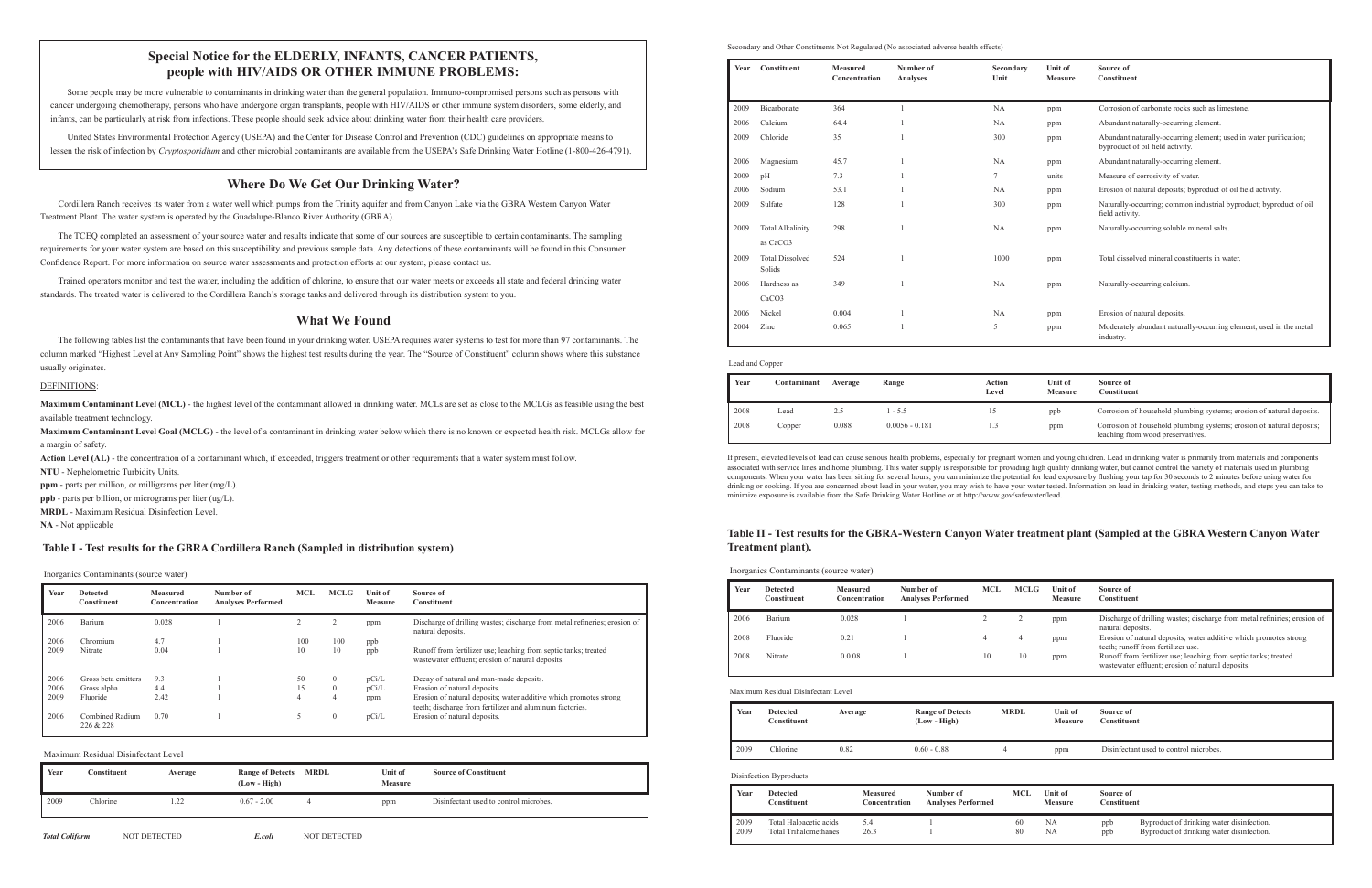## Special Notice for the ELDERLY, INFANTS, CANCER PATIENTS, people with HIV/AIDS OR OTHER IMMUNE PROBLEMS:

Some people may be more vulnerable to contaminants in drinking water than the general population. Immuno-compromised persons such as persons with cancer undergoing chemotherapy, persons who have undergone organ transplants, people with HIV/AIDS or other immune system disorders, some elderly, and infants, can be particularly at risk from infections. These people should seek advice about drinking water from their health care providers.

United States Environmental Protection Agency (USEPA) and the Center for Disease Control and Prevention (CDC) guidelines on appropriate means to lessen the risk of infection by *Cryptosporidium* and other microbial contaminants are available from the USEPA's Safe Drinking Water Hotline (1-800-426-4791).

## Where Do We Get Our Drinking Water?

Cordillera Ranch receives its water from a water well which pumps from the Trinity aquifer and from Canyon Lake via the GBRA Western Canyon Water Treatment Plant. The water system is operated by the Guadalupe-Blanco River Authority (GBRA).

The TCEQ completed an assessment of your source water and results indicate that some of our sources are susceptible to certain contaminants. The sampling requirements for your water system are based on this susceptibility and previous sample data. Any detections of these contaminants will be found in this Consumer Confidence Report. For more information on source water assessments and protection efforts at our system, please contact us.

Trained operators monitor and test the water, including the addition of chlorine, to ensure that our water meets or exceeds all state and federal drinking water standards. The treated water is delivered to the Cordillera Ranch's storage tanks and delivered through its distribution system to you.

## What We Found

The following tables list the contaminants that have been found in your drinking water. USEPA requires water systems to test for more than 97 contaminants. The column marked "Highest Level at Any Sampling Point" shows the highest test results during the year. The "Source of Constituent" column shows where this substance usually originates.

DEFINITIONS:

**Maximum Contaminant Level (MCL)** - the highest level of the contaminant allowed in drinking water. MCLs are set as close to the MCLGs as feasible using the best available treatment technology.

**Maximum Contaminant Level Goal (MCLG)** - the level of a contaminant in drinking water below which there is no known or expected health risk. MCLGs allow for a margin of safety.

**Action Level (AL)** - the concentration of a contaminant which, if exceeded, triggers treatment or other requirements that a water system must follow.

**NTU** - Nephelometric Turbidity Units.

**ppm** - parts per million, or milligrams per liter (mg/L).

**ppb** - parts per billion, or micrograms per liter (ug/L).

**MRDL** - Maximum Residual Disinfection Level.

**NA** - Not applicable

### Table I - Test results for the GBRA Cordillera Ranch (Sampled in distribution system)

Inorganics Contaminants (source water)

| Year | Detected Constituent | Measured Concentration | Number of Analyses Performed | MCL | MCLG | Unit of Measure | Source of Constituent |
|---|---|---|---|---|---|---|---|
| 2006 | Barium | 0.028 | 1 | 2 | 2 | ppm | Discharge of drilling wastes; discharge from metal refineries; erosion of natural deposits. |
| 2006 | Chromium | 4.7 | 1 | 100 | 100 | ppb | |
| 2009 | Nitrate | 0.04 | 1 | 10 | 10 | ppb | Runoff from fertilizer use; leaching from septic tanks; treated wastewater effluent; erosion of natural deposits. |
| 2006 | Gross beta emitters | 9.3 | 1 | 50 | 0 | pCi/L | Decay of natural and man-made deposits. |
| 2006 | Gross alpha | 4.4 | 1 | 15 | 0 | pCi/L | Erosion of natural deposits. |
| 2009 | Fluoride | 2.42 | 1 | 4 | 4 | ppm | Erosion of natural deposits; water additive which promotes strong teeth; discharge from fertilizer and aluminum factories. |
| 2006 | Combined Radium 226 & 228 | 0.70 | 1 | 5 | 0 | pCi/L | Erosion of natural deposits. |

Maximum Residual Disinfectant Level

| Year | Constituent | Average | Range of Detects (Low - High) | MRDL | Unit of Measure | Source of Constituent |
|---|---|---|---|---|---|---|
| 2009 | Chlorine | 1.22 | 0.67 - 2.00 | 4 | ppm | Disinfectant used to control microbes. |

***Total Coliform*** NOT DETECTED ***E.coli*** NOT DETECTED

Secondary and Other Constituents Not Regulated (No associated adverse health effects)

| Year | Constituent | Measured Concentration | Number of Analyses | Secondary Unit | Unit of Measure | Source of Constituent |
|---|---|---|---|---|---|---|
| 2009 | Bicarbonate | 364 | 1 | NA | ppm | Corrosion of carbonate rocks such as limestone. |
| 2006 | Calcium | 64.4 | 1 | NA | ppm | Abundant naturally-occurring element. |
| 2009 | Chloride | 35 | 1 | 300 | ppm | Abundant naturally-occurring element; used in water purification; byproduct of oil field activity. |
| 2006 | Magnesium | 45.7 | 1 | NA | ppm | Abundant naturally-occurring element. |
| 2009 | pH | 7.3 | 1 | 7 | units | Measure of corrosivity of water. |
| 2006 | Sodium | 53.1 | 1 | NA | ppm | Erosion of natural deposits; byproduct of oil field activity. |
| 2009 | Sulfate | 128 | 1 | 300 | ppm | Naturally-occurring; common industrial byproduct; byproduct of oil field activity. |
| 2009 | Total Alkalinity as $CaCO_3$ | 298 | 1 | NA | ppm | Naturally-occurring soluble mineral salts. |
| 2009 | Total Dissolved Solids | 524 | 1 | 1000 | ppm | Total dissolved mineral constituents in water. |
| 2006 | Hardness as $CaCO_3$ | 349 | 1 | NA | ppm | Naturally-occurring calcium. |
| 2006 | Nickel | 0.004 | 1 | NA | ppm | Erosion of natural deposits. |
| 2004 | Zinc | 0.065 | 1 | 5 | ppm | Moderately abundant naturally-occurring element; used in the metal industry. |

Lead and Copper

| Year | Contaminant | Average | Range | Action Level | Unit of Measure | Source of Constituent |
|---|---|---|---|---|---|---|
| 2008 | Lead | 2.5 | 1 - 5.5 | 15 | ppb | Corrosion of household plumbing systems; erosion of natural deposits. |
| 2008 | Copper | 0.088 | 0.0056 - 0.181 | 1.3 | ppm | Corrosion of household plumbing systems; erosion of natural deposits; leaching from wood preservatives. |

If present, elevated levels of lead can cause serious health problems, especially for pregnant women and young children. Lead in drinking water is primarily from materials and components associated with service lines and home plumbing. This water supply is responsible for providing high quality drinking water, but cannot control the variety of materials used in plumbing components. When your water has been sitting for several hours, you can minimize the potential for lead exposure by flushing your tap for 30 seconds to 2 minutes before using water for drinking or cooking. If you are concerned about lead in your water, you may wish to have your water tested. Information on lead in drinking water, testing methods, and steps you can take to minimize exposure is available from the Safe Drinking Water Hotline or at http://www.gov/safewater/lead.

### Table II - Test results for the GBRA-Western Canyon Water treatment plant (Sampled at the GBRA Western Canyon Water Treatment plant).

Inorganics Contaminants (source water)

| Year | Detected Constituent | Measured Concentration | Number of Analyses Performed | MCL | MCLG | Unit of Measure | Source of Constituent |
|---|---|---|---|---|---|---|---|
| 2006 | Barium | 0.028 | 1 | 2 | 2 | ppm | Discharge of drilling wastes; discharge from metal refinries; erosion of natural deposits. |
| 2008 | Fluoride | 0.21 | 1 | 4 | 4 | ppm | Erosion of natural deposits; water additive which promotes strong teeth; runoff from fertilizer use. |
| 2008 | Nitrate | 0.0.08 | 1 | 10 | 10 | ppm | Runoff from fertilizer use; leaching from septic tanks; treated wastewater effluent; erosion of natural deposits. |

Maximum Residual Disinfectant Level

| Year | Detected Constituent | Average | Range of Detects (Low - High) | MRDL | Unit of Measure | Source of Constituent |
|---|---|---|---|---|---|---|
| 2009 | Chlorine | 0.82 | 0.60 - 0.88 | 4 | ppm | Disinfectant used to control microbes. |

Disinfection Byproducts

| Year | Detected Constituent | Measured Concentration | Number of Analyses Performed | MCL | Unit of Measure | Source of Constituent | |
|---|---|---|---|---|---|---|---|
| 2009 | Total Haloacetic acids | 5.4 | 1 | 60 | NA | ppb | Byproduct of drinking water disinfection. |
| 2009 | Total Trihalomethanes | 26.3 | 1 | 80 | NA | ppb | Byproduct of drinking water disinfection. |